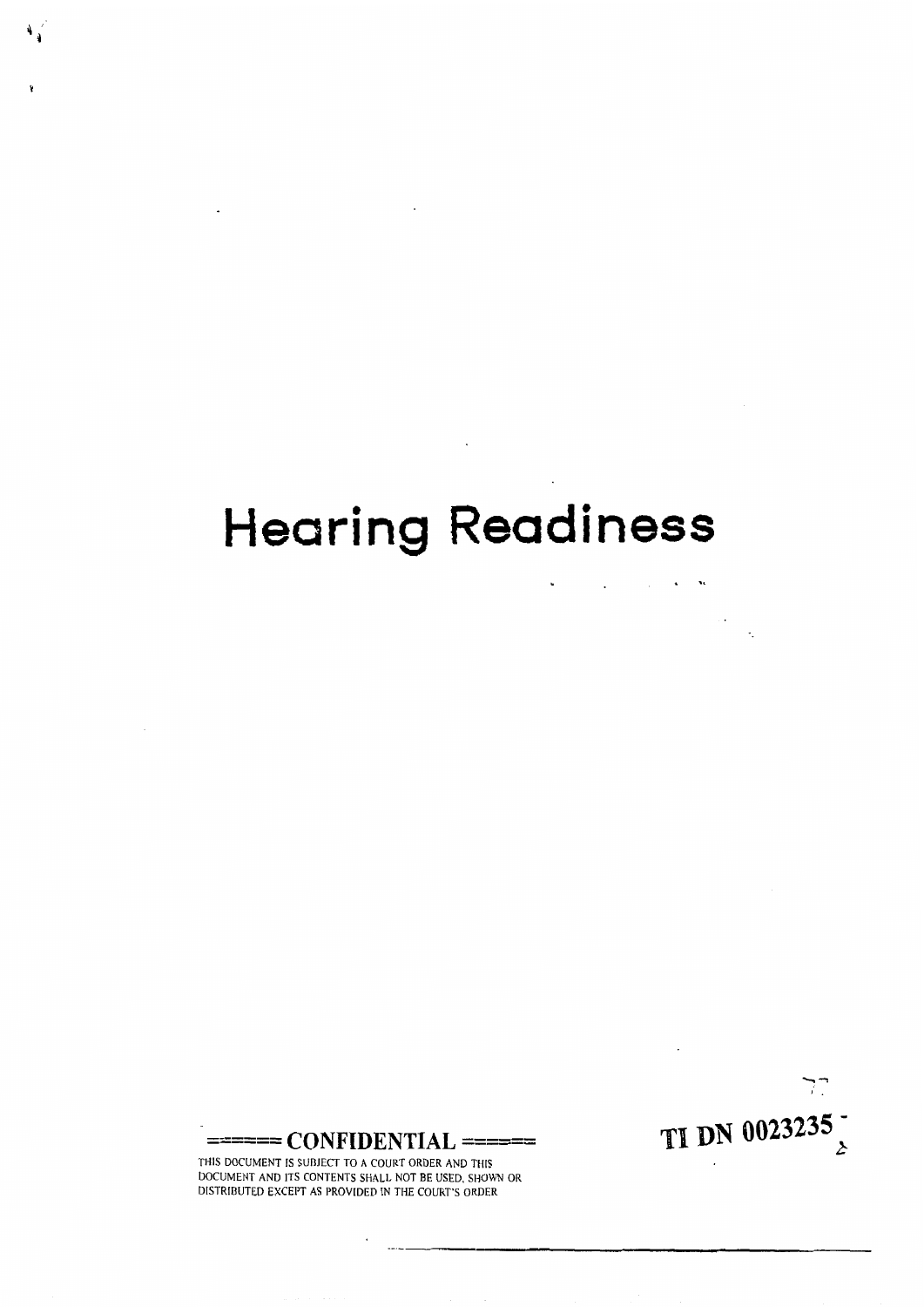# Hearing Readiness

===== CONFIDENTIAL =====

THIS DOCUMENT IS SUBJECT TO A COURT ORDER AND THIS DOCUMENT AND ITS CONTENTS SHALL NOT BE USED, SHOWN OR DISTRIBUTED EXCEPT AS PROVIDED IN THE COURT'S ORDER

TI DN 0023235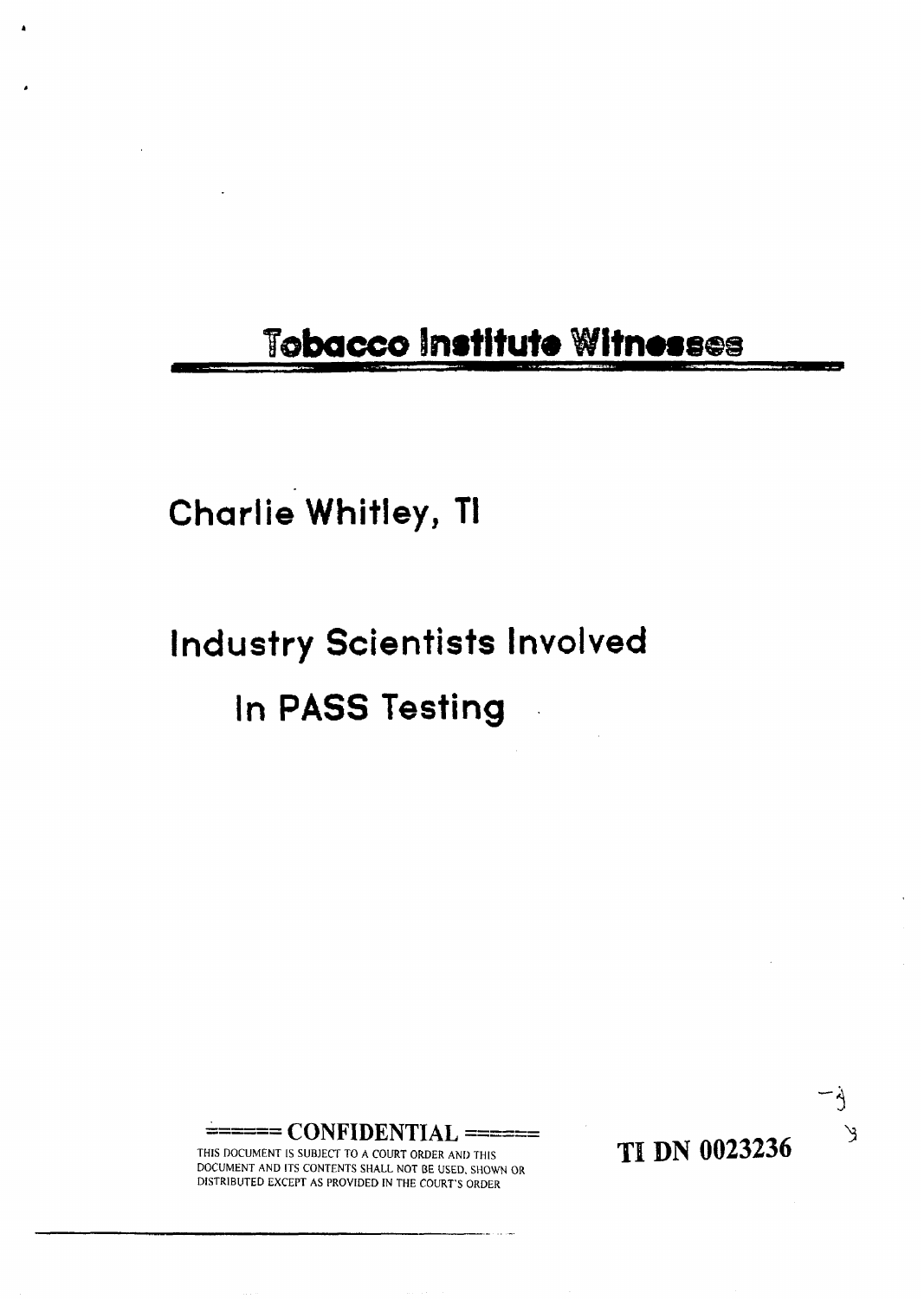# Tobacco Institute Witnesses

Charlie Whitley, TI

Industry Scientists Involved

In PASS Testing

====== CONFIDENTIAL ======

THIS DOCUMENT IS SUBJECT TO A COURT ORDER AND THIS DOCUMENT AND ITS CONTENTS SHALL NOT BE USED, SHOWN OR DISTRIBUTED EXCEPT AS PROVIDED IN THE COURT'S ORDER

TI DN 0023236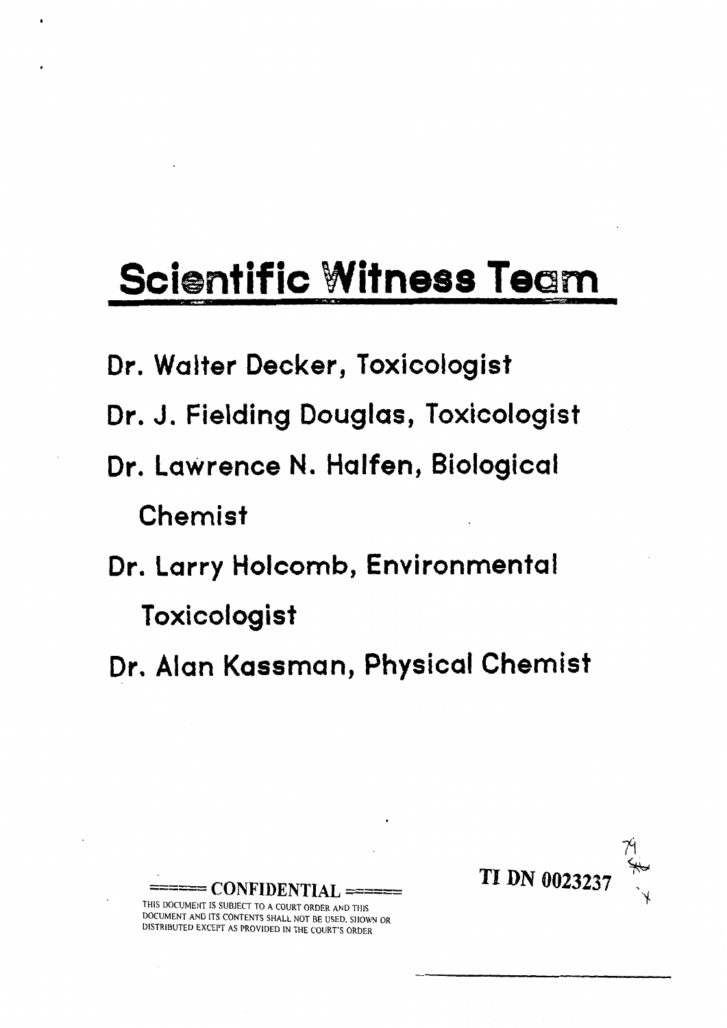# Scientific Witness Team

- Dr. Walter Decker, Toxicologist
- Dr. J. Fielding Douglas, Toxicologist
- Dr. Lawrence N. Halfen, Biological Chemist
- Dr. Larry Holcomb, Environmental Toxicologist
- Dr. Alan Kassman, Physical Chemist

===== CONFIDENTIAL =====

THIS DOCUMENT IS SUBJECT TO A COURT ORDER AND THIS DOCUMENT AND ITS CONTENTS SHALL NOT BE USED, SHOWN OR DISTRIBUTED EXCEPT AS PROVIDED IN THE COURT'S ORDER

TI DN 0023237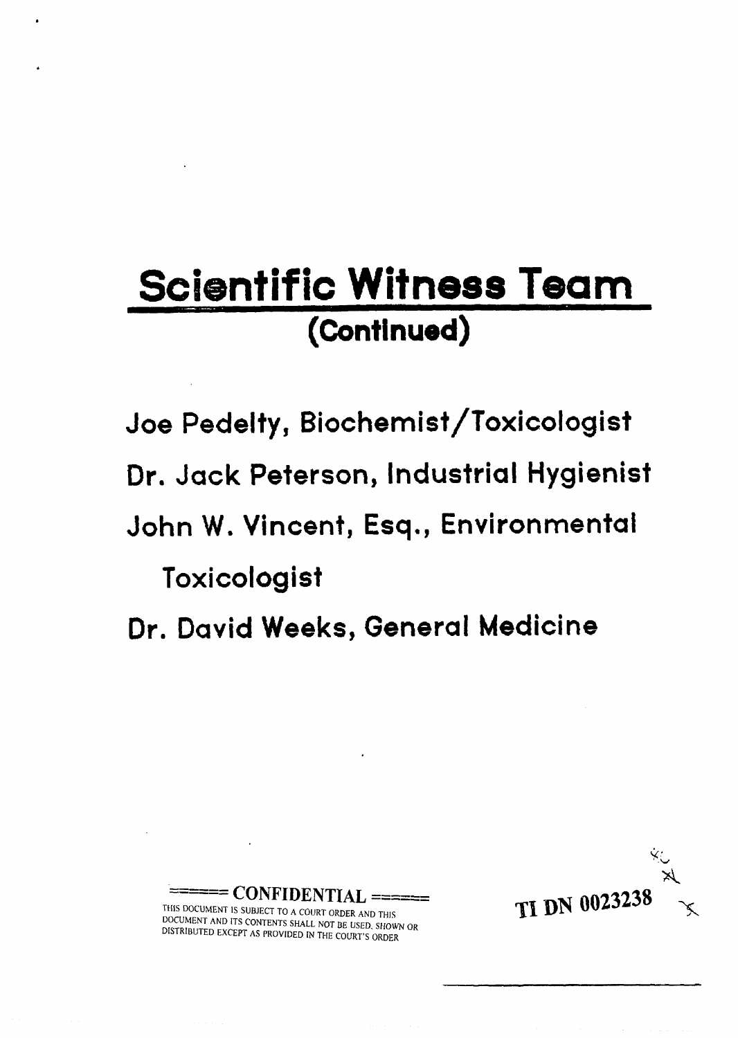# Scientific Witness Team
## (Continued)

Joe Pedelty, Biochemist/Toxicologist

Dr. Jack Peterson, Industrial Hygienist

John W. Vincent, Esq., Environmental Toxicologist

Dr. David Weeks, General Medicine

===== CONFIDENTIAL =====
THIS DOCUMENT IS SUBJECT TO A COURT ORDER AND THIS DOCUMENT AND ITS CONTENTS SHALL NOT BE USED, SHOWN OR DISTRIBUTED EXCEPT AS PROVIDED IN THE COURT'S ORDER

TI DN 0023238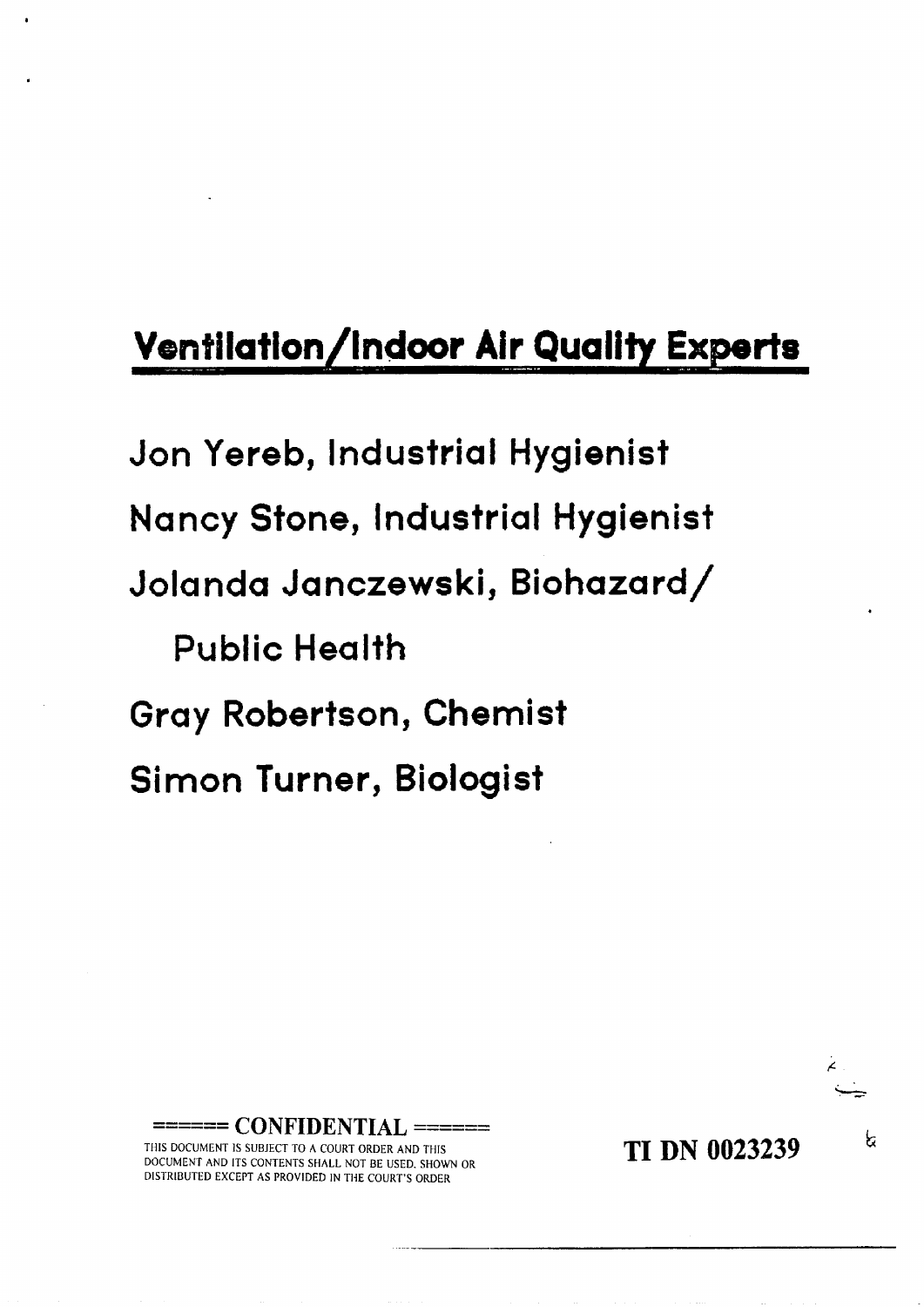# Ventilation/Indoor Air Quality Experts

Jon Yereb, Industrial Hygienist

Nancy Stone, Industrial Hygienist

Jolanda Janczewski, Biohazard/
Public Health

Gray Robertson, Chemist

Simon Turner, Biologist

====== CONFIDENTIAL ======
THIS DOCUMENT IS SUBJECT TO A COURT ORDER AND THIS DOCUMENT AND ITS CONTENTS SHALL NOT BE USED, SHOWN OR DISTRIBUTED EXCEPT AS PROVIDED IN THE COURT'S ORDER

TI DN 0023239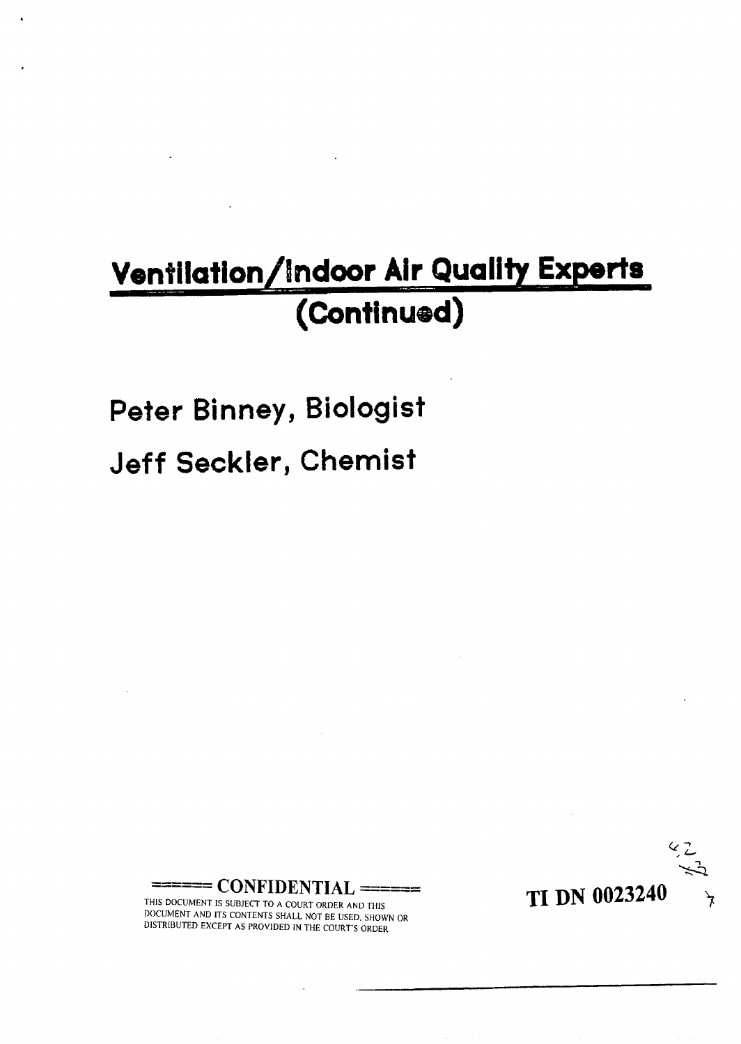# Ventilation/Indoor Air Quality Experts (Continued)

Peter Binney, Biologist

Jeff Seckler, Chemist

===== CONFIDENTIAL =====

THIS DOCUMENT IS SUBJECT TO A COURT ORDER AND THIS DOCUMENT AND ITS CONTENTS SHALL NOT BE USED, SHOWN OR DISTRIBUTED EXCEPT AS PROVIDED IN THE COURT'S ORDER

TI DN 0023240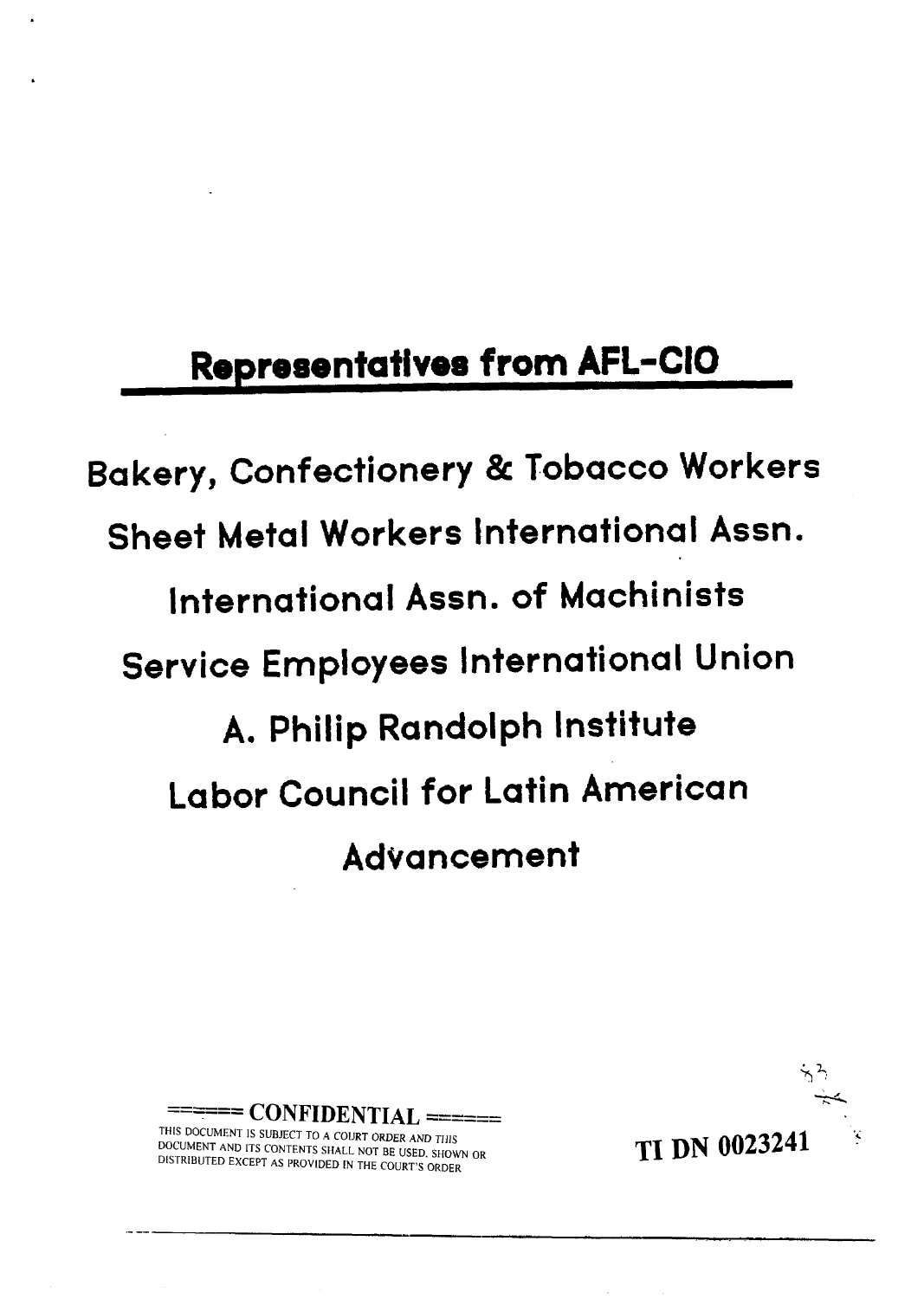## Representatives from AFL-CIO

Bakery, Confectionery & Tobacco Workers

Sheet Metal Workers International Assn.

International Assn. of Machinists

Service Employees International Union

A. Philip Randolph Institute

Labor Council for Latin American Advancement

===== CONFIDENTIAL =====

THIS DOCUMENT IS SUBJECT TO A COURT ORDER AND THIS DOCUMENT AND ITS CONTENTS SHALL NOT BE USED, SHOWN OR DISTRIBUTED EXCEPT AS PROVIDED IN THE COURT'S ORDER

TI DN 0023241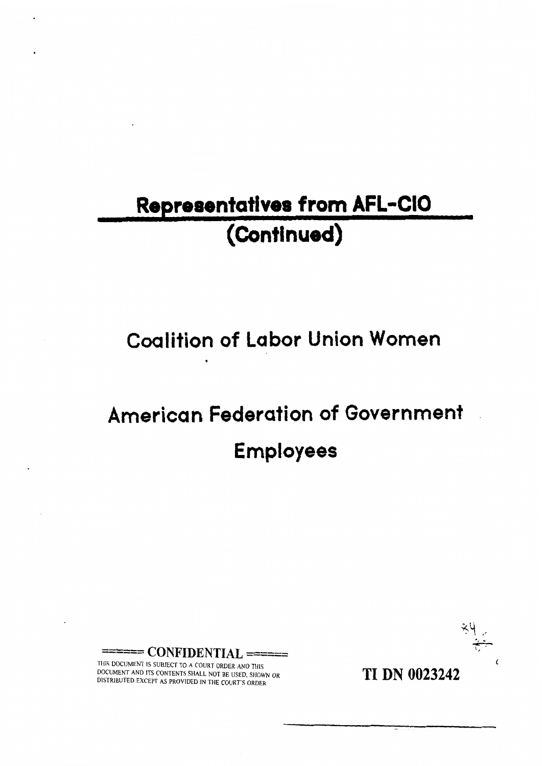# Representatives from AFL-CIO (Continued)

Coalition of Labor Union Women

American Federation of Government Employees

====== CONFIDENTIAL ======

THIS DOCUMENT IS SUBJECT TO A COURT ORDER AND THIS DOCUMENT AND ITS CONTENTS SHALL NOT BE USED, SHOWN OR DISTRIBUTED EXCEPT AS PROVIDED IN THE COURT'S ORDER

TI DN 0023242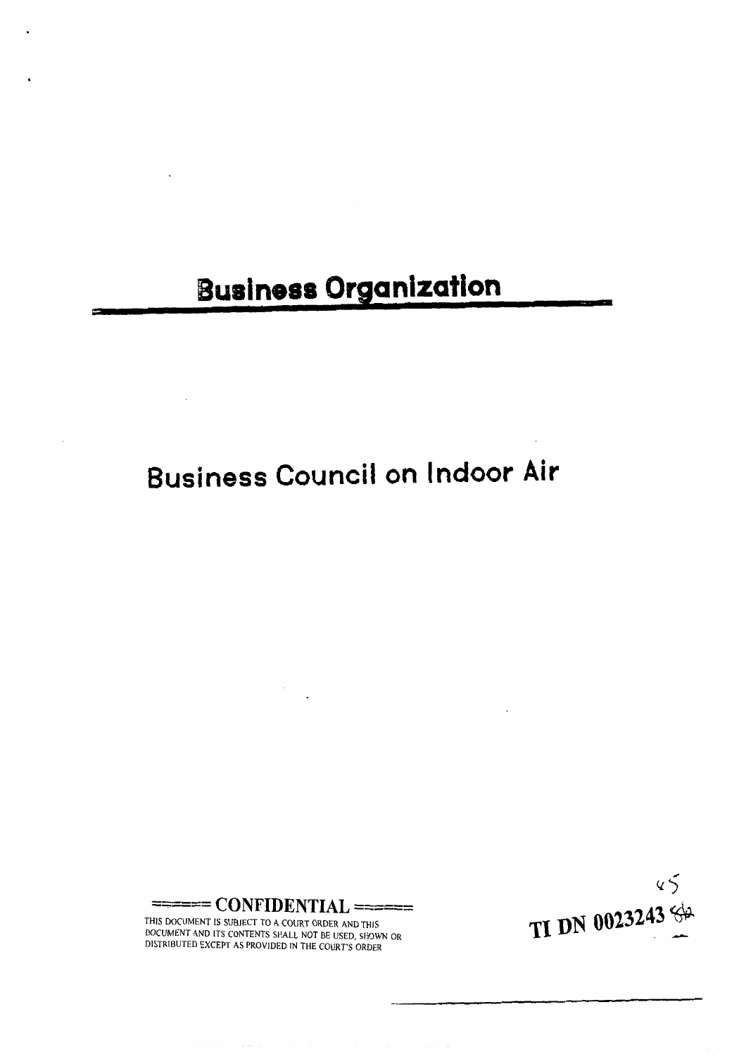# Business Organization

## Business Council on Indoor Air

===== CONFIDENTIAL =====

THIS DOCUMENT IS SUBJECT TO A COURT ORDER AND THIS DOCUMENT AND ITS CONTENTS SHALL NOT BE USED, SHOWN OR DISTRIBUTED EXCEPT AS PROVIDED IN THE COURT'S ORDER

TI DN 0023243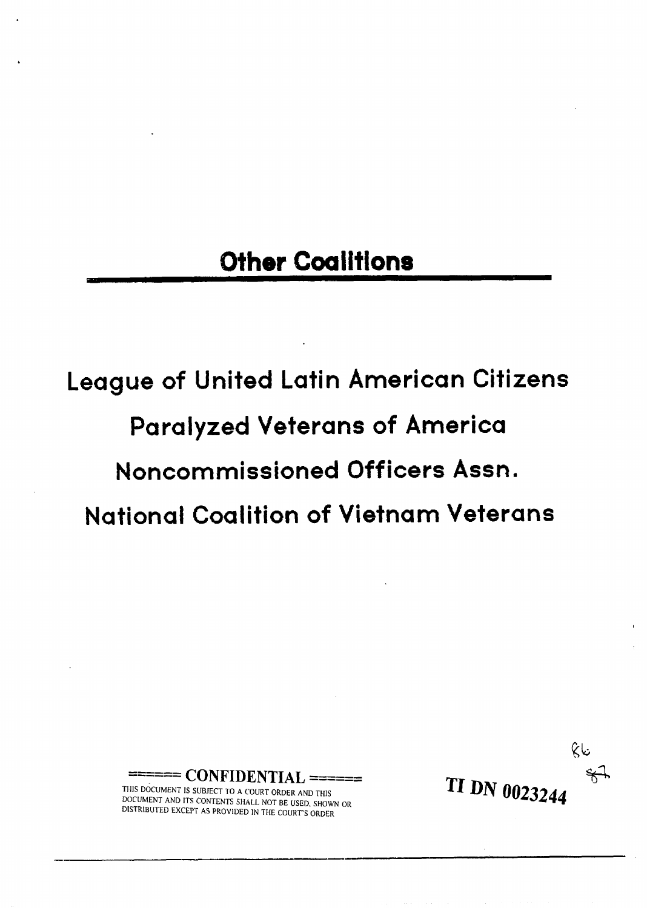# Other Coalitions

League of United Latin American Citizens

Paralyzed Veterans of America

Noncommissioned Officers Assn.

National Coalition of Vietnam Veterans

====== CONFIDENTIAL ======

THIS DOCUMENT IS SUBJECT TO A COURT ORDER AND THIS DOCUMENT AND ITS CONTENTS SHALL NOT BE USED, SHOWN OR DISTRIBUTED EXCEPT AS PROVIDED IN THE COURT'S ORDER

TI DN 0023244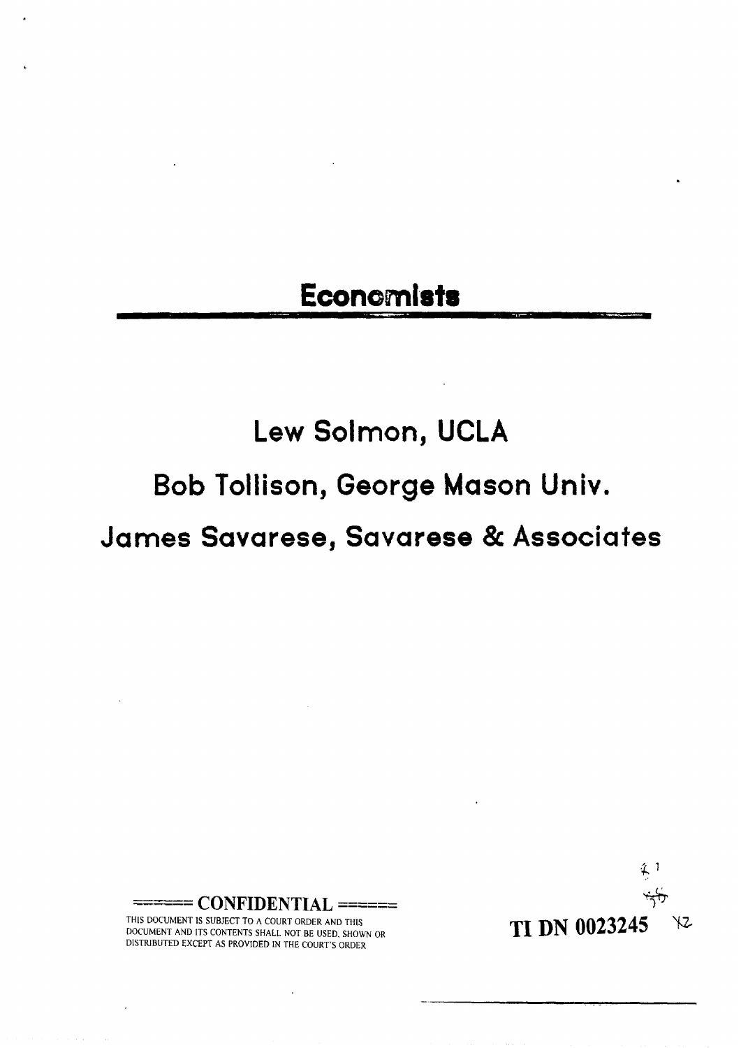# Economists

## Lew Solmon, UCLA

## Bob Tollison, George Mason Univ.

## James Savarese, Savarese & Associates

====== CONFIDENTIAL ======

THIS DOCUMENT IS SUBJECT TO A COURT ORDER AND THIS DOCUMENT AND ITS CONTENTS SHALL NOT BE USED, SHOWN OR DISTRIBUTED EXCEPT AS PROVIDED IN THE COURT'S ORDER

TI DN 0023245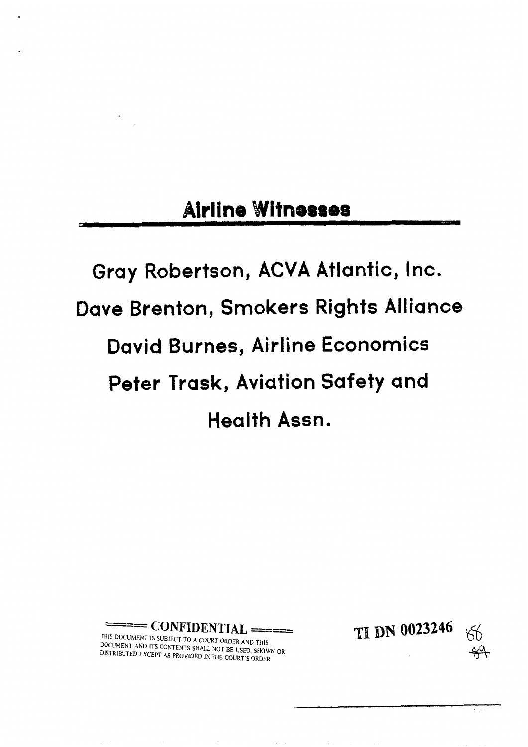## Airline Witnesses

Gray Robertson, ACVA Atlantic, Inc.

Dave Brenton, Smokers Rights Alliance

David Burnes, Airline Economics

Peter Trask, Aviation Safety and Health Assn.

CONFIDENTIAL

THIS DOCUMENT IS SUBJECT TO A COURT ORDER AND THIS DOCUMENT AND ITS CONTENTS SHALL NOT BE USED, SHOWN OR DISTRIBUTED EXCEPT AS PROVIDED IN THE COURT'S ORDER

TI DN 0023246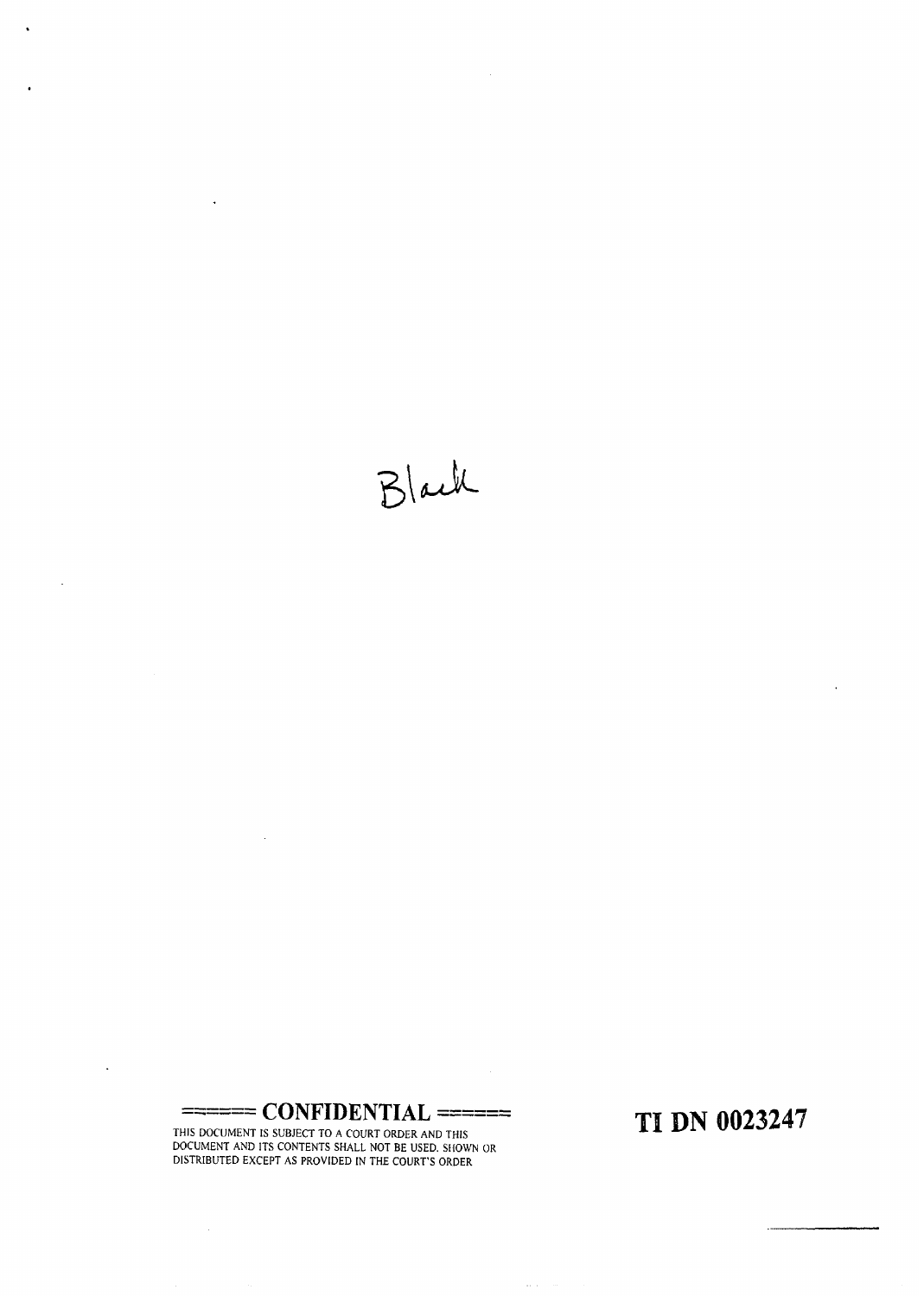Black

===== CONFIDENTIAL =====

THIS DOCUMENT IS SUBJECT TO A COURT ORDER AND THIS DOCUMENT AND ITS CONTENTS SHALL NOT BE USED, SHOWN OR DISTRIBUTED EXCEPT AS PROVIDED IN THE COURT'S ORDER

TI DN 0023247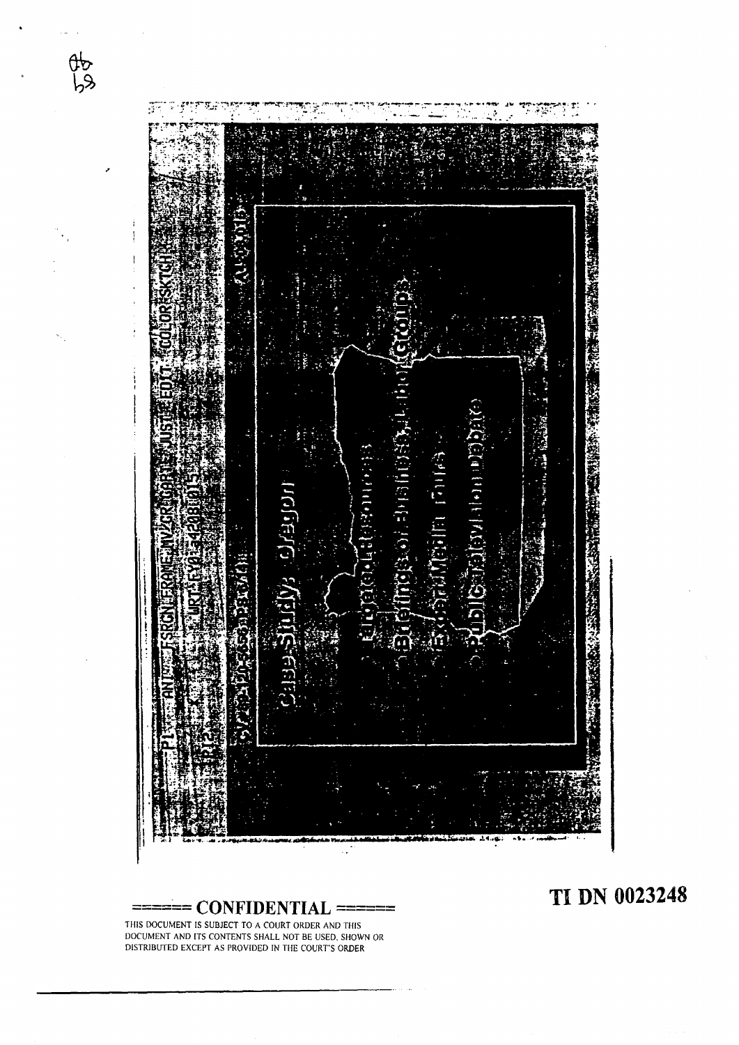Case Study: Oregon

- Litigation/Lawsuits
- Briefings of Business, Labor Groups
- Exploit Media Buys
- Public Relations Debate

== CONFIDENTIAL ==

THIS DOCUMENT IS SUBJECT TO A COURT ORDER AND THIS DOCUMENT AND ITS CONTENTS SHALL NOT BE USED, SHOWN OR DISTRIBUTED EXCEPT AS PROVIDED IN THE COURT'S ORDER

TI DN 0023248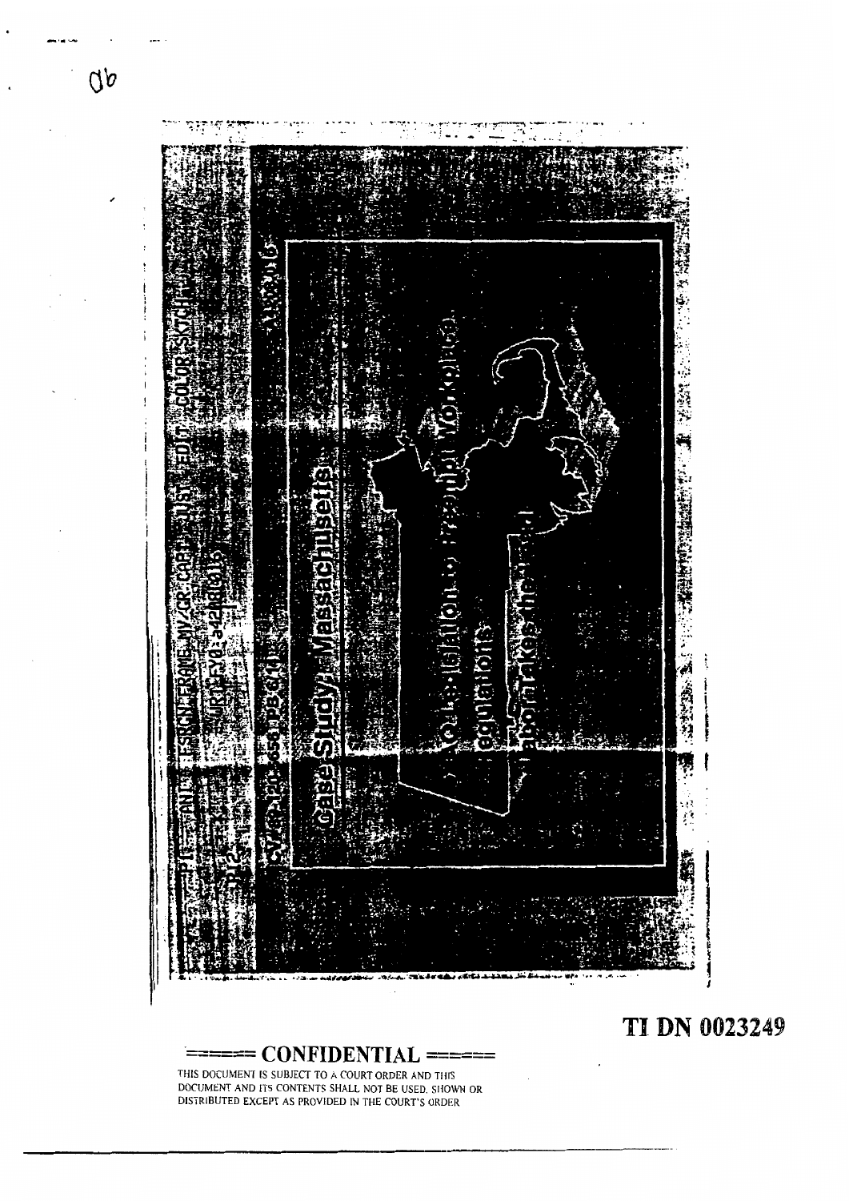## Case Study: Massachusetts

TI DN 0023249

**CONFIDENTIAL**

THIS DOCUMENT IS SUBJECT TO A COURT ORDER AND THIS DOCUMENT AND ITS CONTENTS SHALL NOT BE USED, SHOWN OR DISTRIBUTED EXCEPT AS PROVIDED IN THE COURT'S ORDER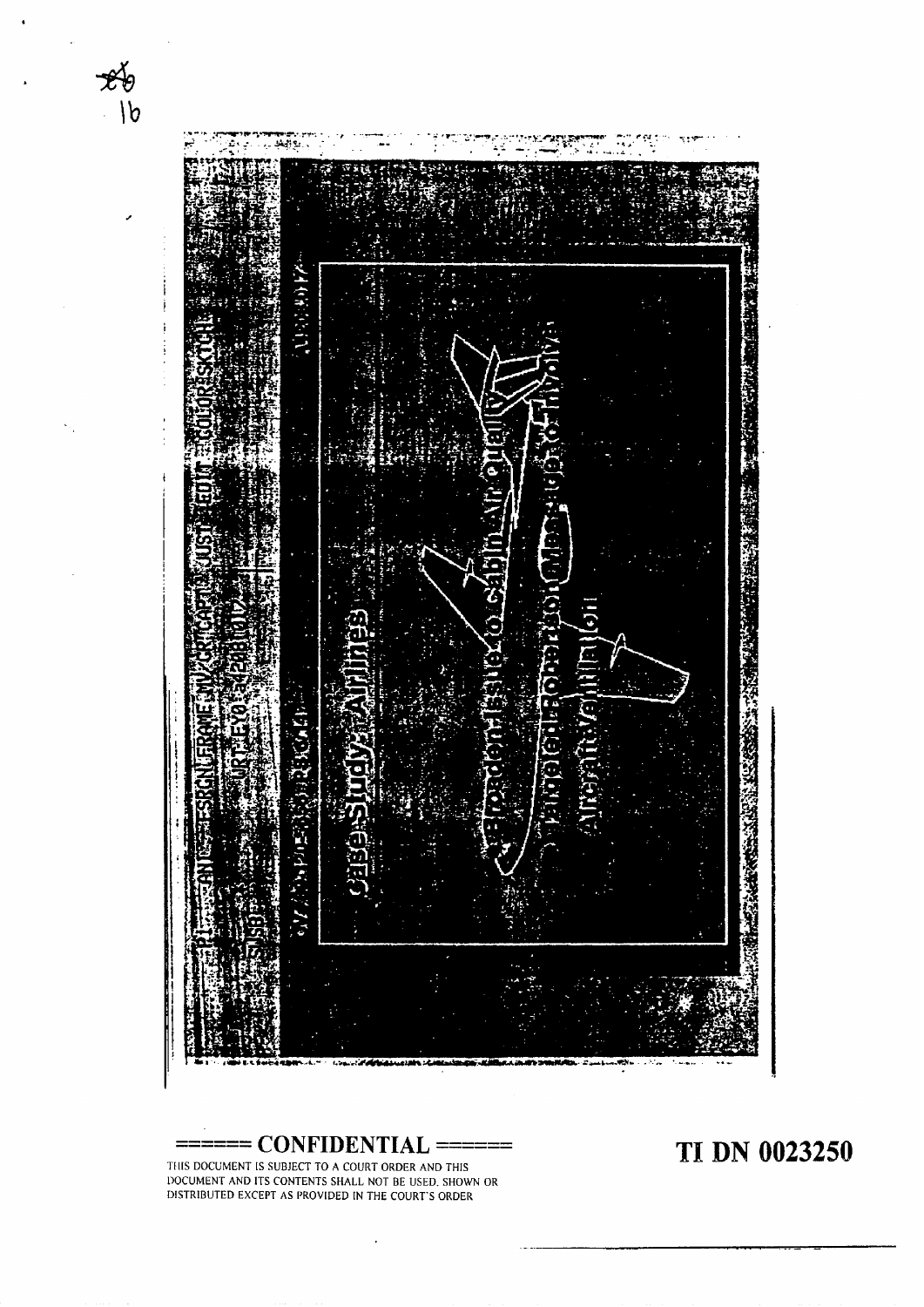## Case Study: Airlines

- Broaden Issue to Cabin Air Quality
- Expanded Focus on Mechanisms to Improve Aircraft Ventilation

====== CONFIDENTIAL ======

THIS DOCUMENT IS SUBJECT TO A COURT ORDER AND THIS DOCUMENT AND ITS CONTENTS SHALL NOT BE USED, SHOWN OR DISTRIBUTED EXCEPT AS PROVIDED IN THE COURT'S ORDER

**TI DN 0023250**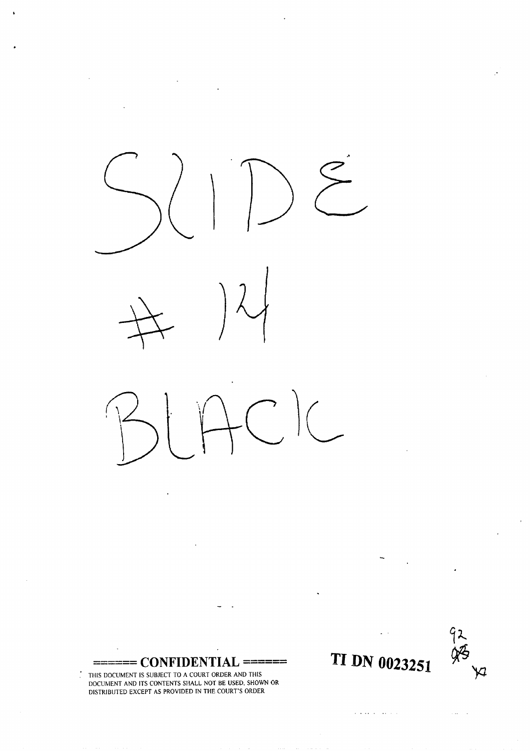SLIDE

#14

BLACK

===== CONFIDENTIAL =====

THIS DOCUMENT IS SUBJECT TO A COURT ORDER AND THIS DOCUMENT AND ITS CONTENTS SHALL NOT BE USED, SHOWN OR DISTRIBUTED EXCEPT AS PROVIDED IN THE COURT'S ORDER

TI DN 0023251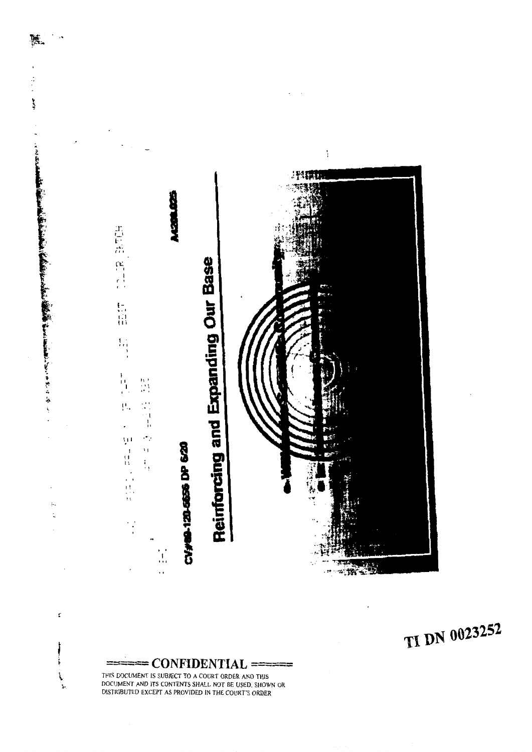CV#88-120-5656 DP 620

A4208.025

# Reinforcing and Expanding Our Base

TI DN 0023252

===== CONFIDENTIAL =====

THIS DOCUMENT IS SUBJECT TO A COURT ORDER AND THIS DOCUMENT AND ITS CONTENTS SHALL NOT BE USED, SHOWN OR DISTRIBUTED EXCEPT AS PROVIDED IN THE COURT'S ORDER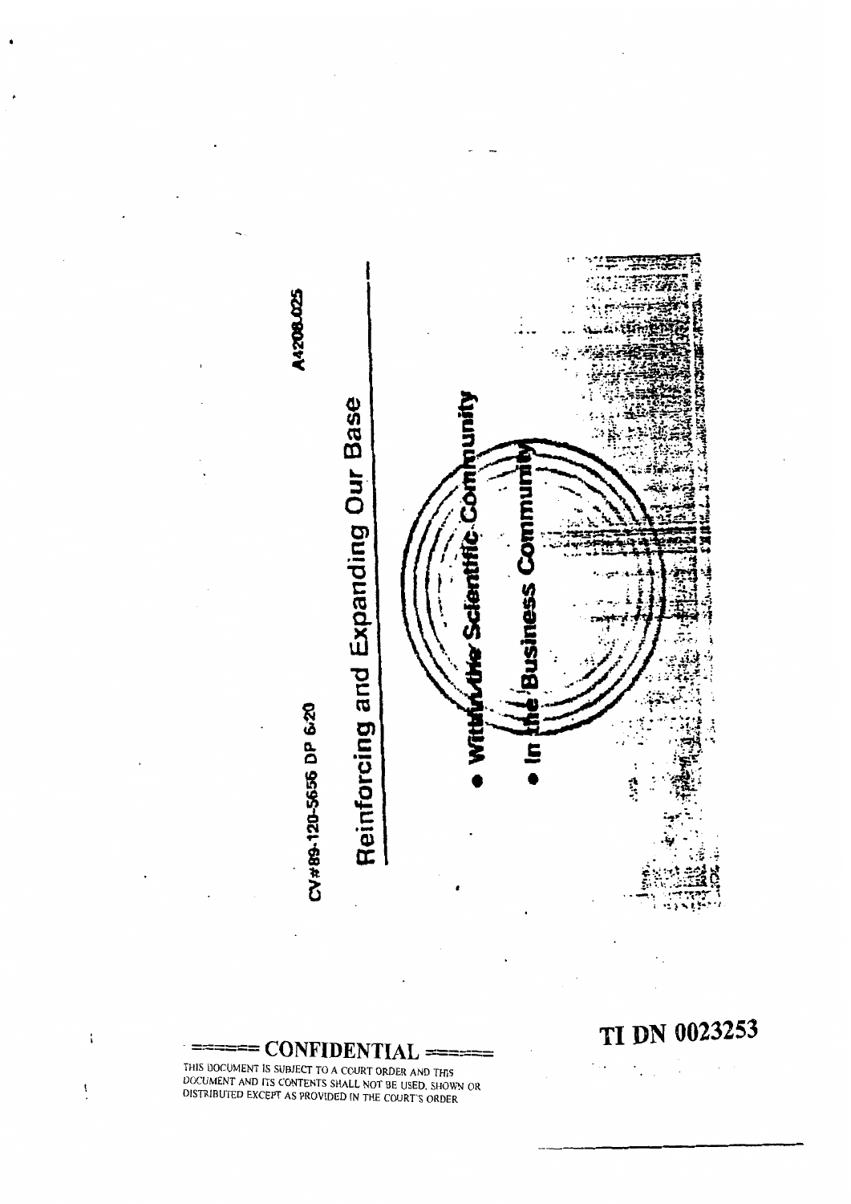CV#89-120-5656 DP 6/20

A4208.025

# Reinforcing and Expanding Our Base

- Within the Scientific Community
- In the Business Community

**CONFIDENTIAL**

THIS DOCUMENT IS SUBJECT TO A COURT ORDER AND THIS DOCUMENT AND ITS CONTENTS SHALL NOT BE USED, SHOWN OR DISTRIBUTED EXCEPT AS PROVIDED IN THE COURT'S ORDER

TI DN 0023253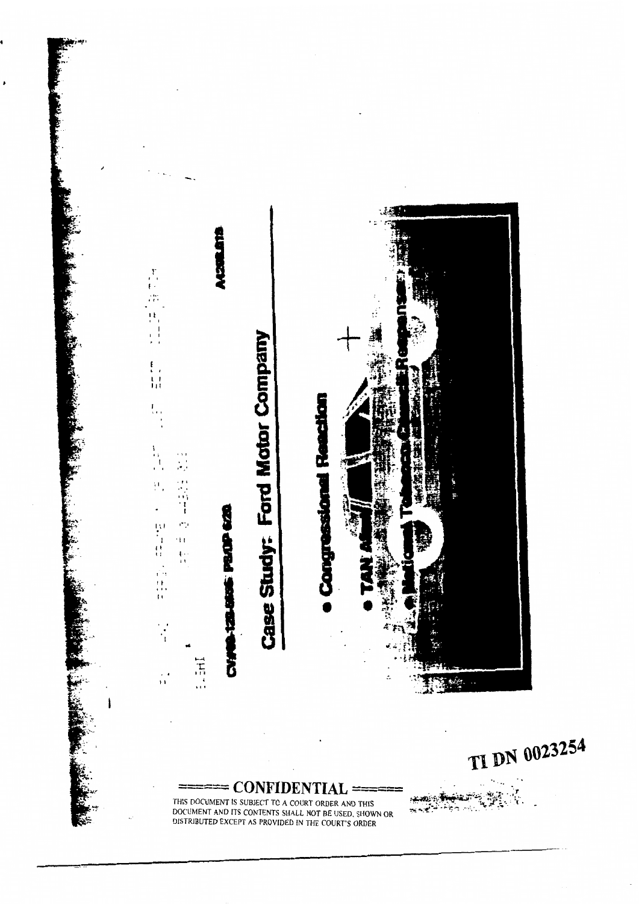CV#98-128-6505 PB/DP 6/26

ACGILETS

## Case Study: Ford Motor Company

- Congressional Reaction
- TAN Ala...
- National Tobacco Council Response

TI DN 0023254

CONFIDENTIAL

THIS DOCUMENT IS SUBJECT TO A COURT ORDER AND THIS DOCUMENT AND ITS CONTENTS SHALL NOT BE USED, SHOWN OR DISTRIBUTED EXCEPT AS PROVIDED IN THE COURT'S ORDER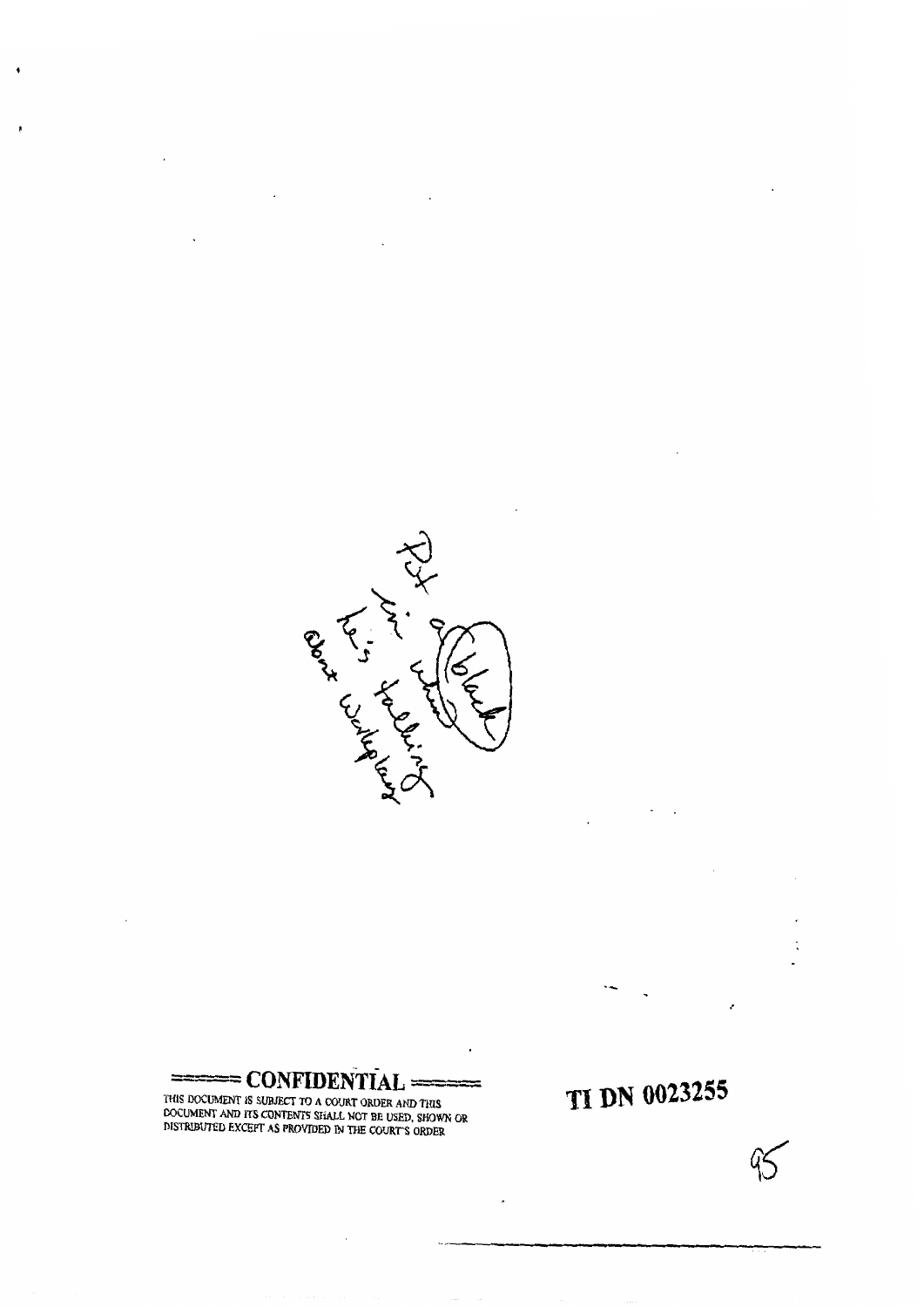Put a (black) in when he's talking about Wallplay

**CONFIDENTIAL**

THIS DOCUMENT IS SUBJECT TO A COURT ORDER AND THIS DOCUMENT AND ITS CONTENTS SHALL NOT BE USED, SHOWN OR DISTRIBUTED EXCEPT AS PROVIDED IN THE COURT'S ORDER

**TI DN 0023255**

95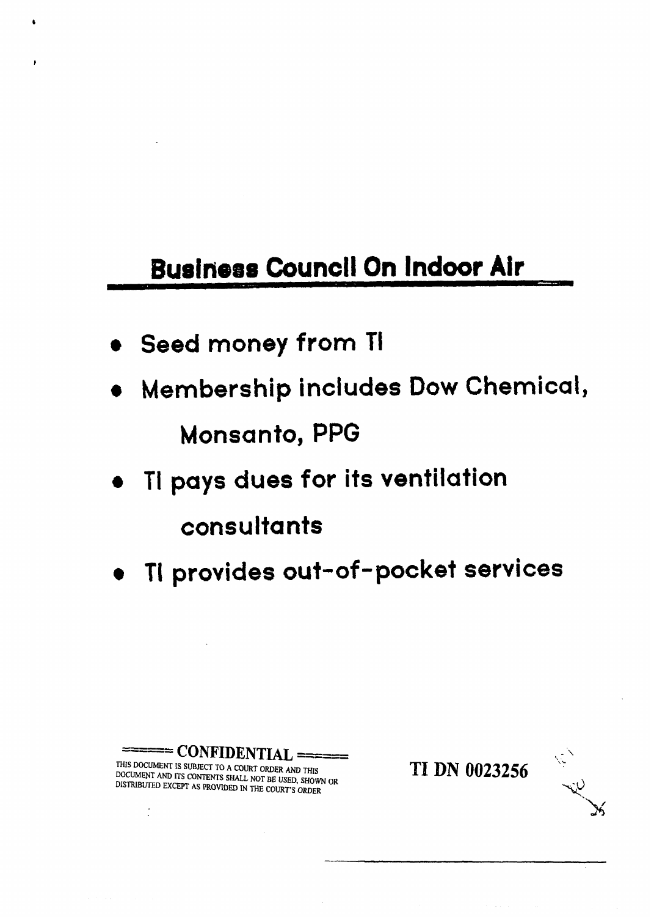## Business Council On Indoor Air

- Seed money from TI
- Membership includes Dow Chemical, Monsanto, PPG
- TI pays dues for its ventilation consultants
- TI provides out-of-pocket services

CONFIDENTIAL

THIS DOCUMENT IS SUBJECT TO A COURT ORDER AND THIS DOCUMENT AND ITS CONTENTS SHALL NOT BE USED, SHOWN OR DISTRIBUTED EXCEPT AS PROVIDED IN THE COURT'S ORDER

TI DN 0023256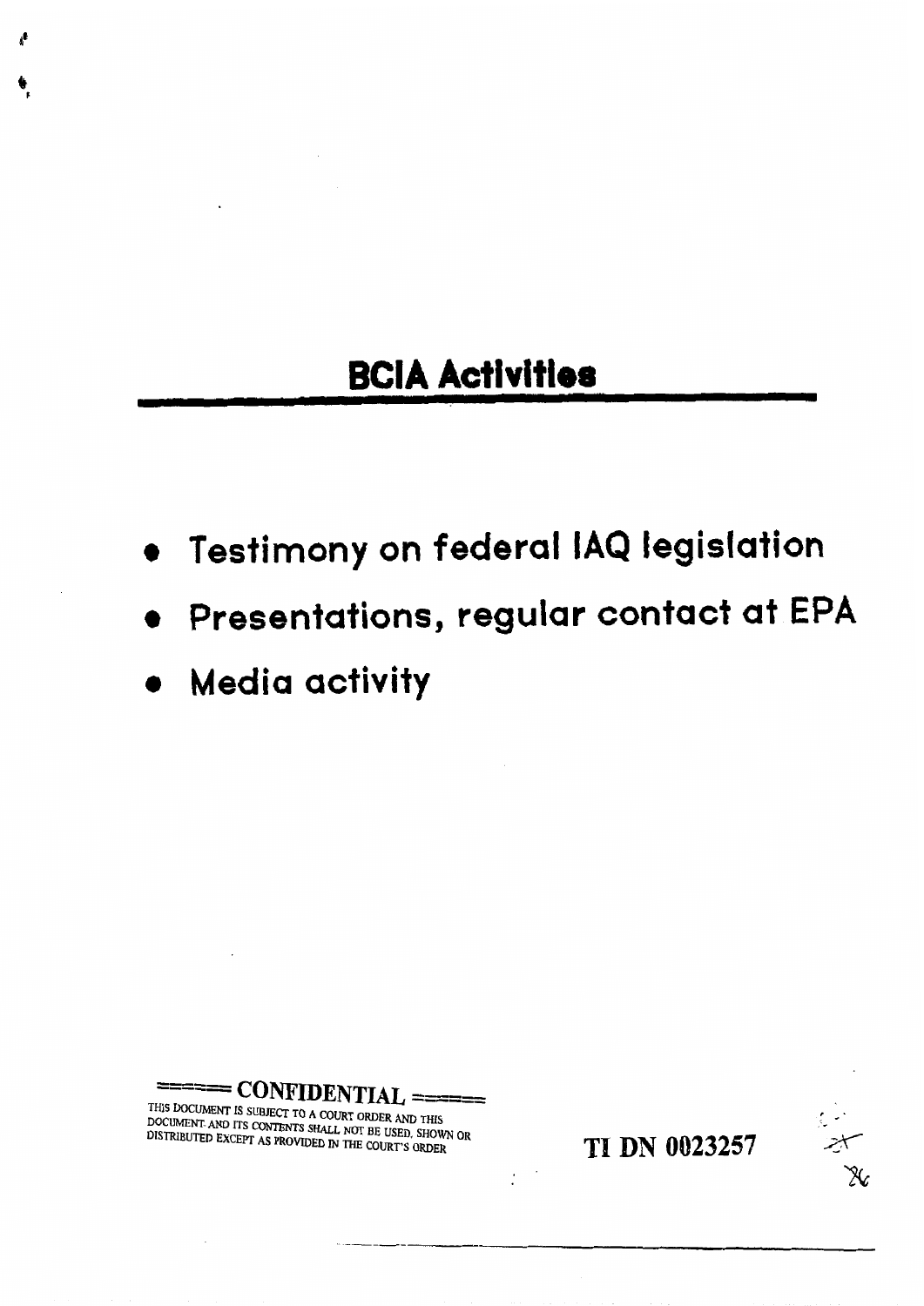# BCIA Activities

- Testimony on federal IAQ legislation
- Presentations, regular contact at EPA
- Media activity

CONFIDENTIAL

THIS DOCUMENT IS SUBJECT TO A COURT ORDER AND THIS DOCUMENT AND ITS CONTENTS SHALL NOT BE USED, SHOWN OR DISTRIBUTED EXCEPT AS PROVIDED IN THE COURT'S ORDER

TI DN 0023257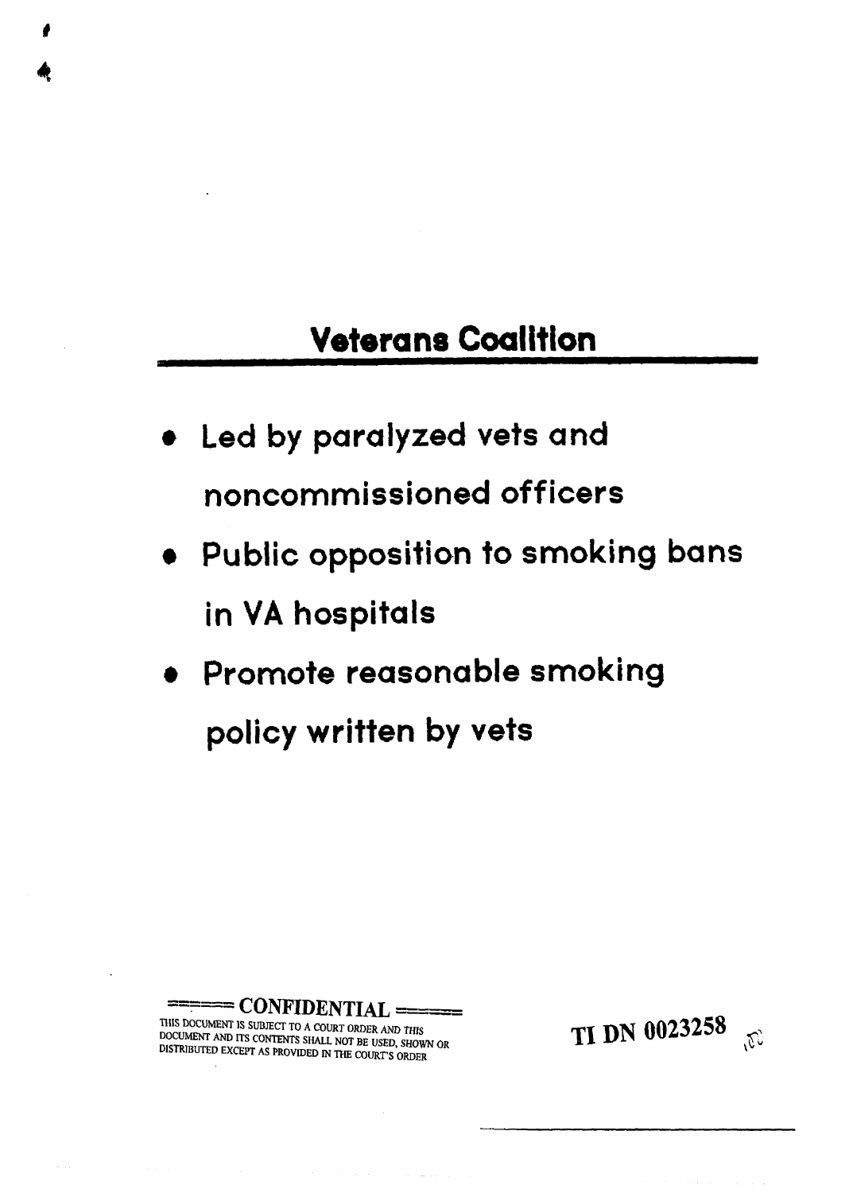## Veterans Coalition

- Led by paralyzed vets and noncommissioned officers
- Public opposition to smoking bans in VA hospitals
- Promote reasonable smoking policy written by vets

CONFIDENTIAL

THIS DOCUMENT IS SUBJECT TO A COURT ORDER AND THIS DOCUMENT AND ITS CONTENTS SHALL NOT BE USED, SHOWN OR DISTRIBUTED EXCEPT AS PROVIDED IN THE COURT'S ORDER

TI DN 0023258